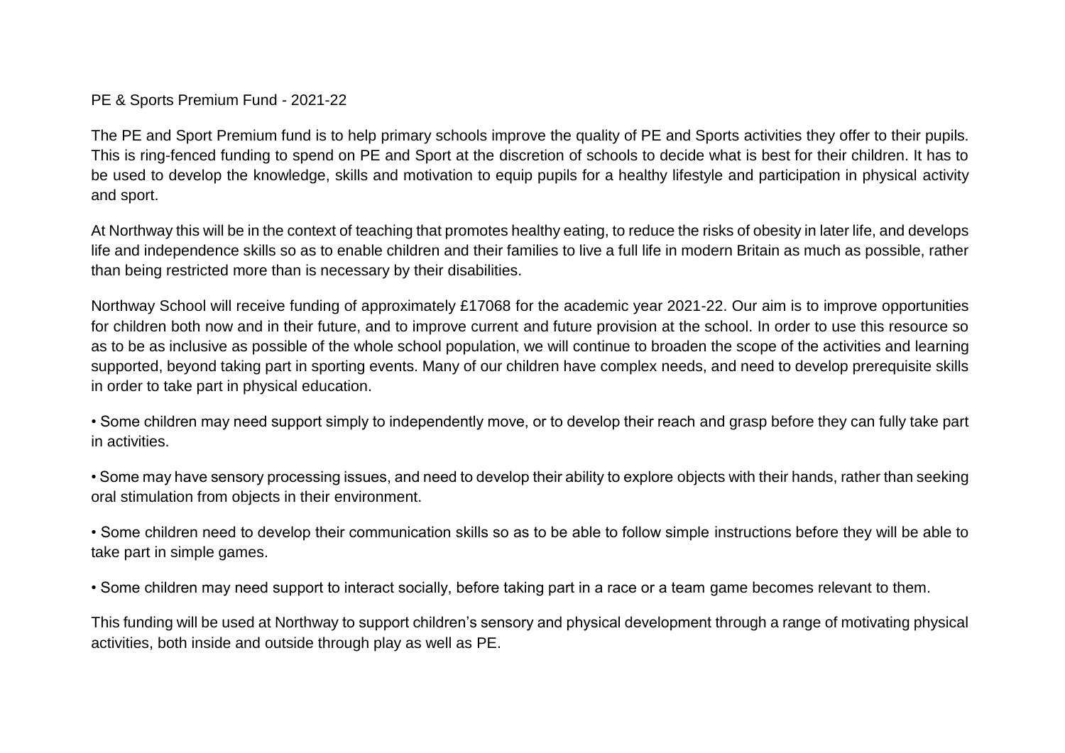# PE & Sports Premium Fund - 2021-22

The PE and Sport Premium fund is to help primary schools improve the quality of PE and Sports activities they offer to their pupils. This is ring-fenced funding to spend on PE and Sport at the discretion of schools to decide what is best for their children. It has to be used to develop the knowledge, skills and motivation to equip pupils for a healthy lifestyle and participation in physical activity and sport.

At Northway this will be in the context of teaching that promotes healthy eating, to reduce the risks of obesity in later life, and develops life and independence skills so as to enable children and their families to live a full life in modern Britain as much as possible, rather than being restricted more than is necessary by their disabilities.

Northway School will receive funding of approximately £17068 for the academic year 2021-22. Our aim is to improve opportunities for children both now and in their future, and to improve current and future provision at the school. In order to use this resource so as to be as inclusive as possible of the whole school population, we will continue to broaden the scope of the activities and learning supported, beyond taking part in sporting events. Many of our children have complex needs, and need to develop prerequisite skills in order to take part in physical education.

- Some children may need support simply to independently move, or to develop their reach and grasp before they can fully take part in activities.
- Some may have sensory processing issues, and need to develop their ability to explore objects with their hands, rather than seeking oral stimulation from objects in their environment.
- Some children need to develop their communication skills so as to be able to follow simple instructions before they will be able to take part in simple games.
- Some children may need support to interact socially, before taking part in a race or a team game becomes relevant to them.

This funding will be used at Northway to support children's sensory and physical development through a range of motivating physical activities, both inside and outside through play as well as PE.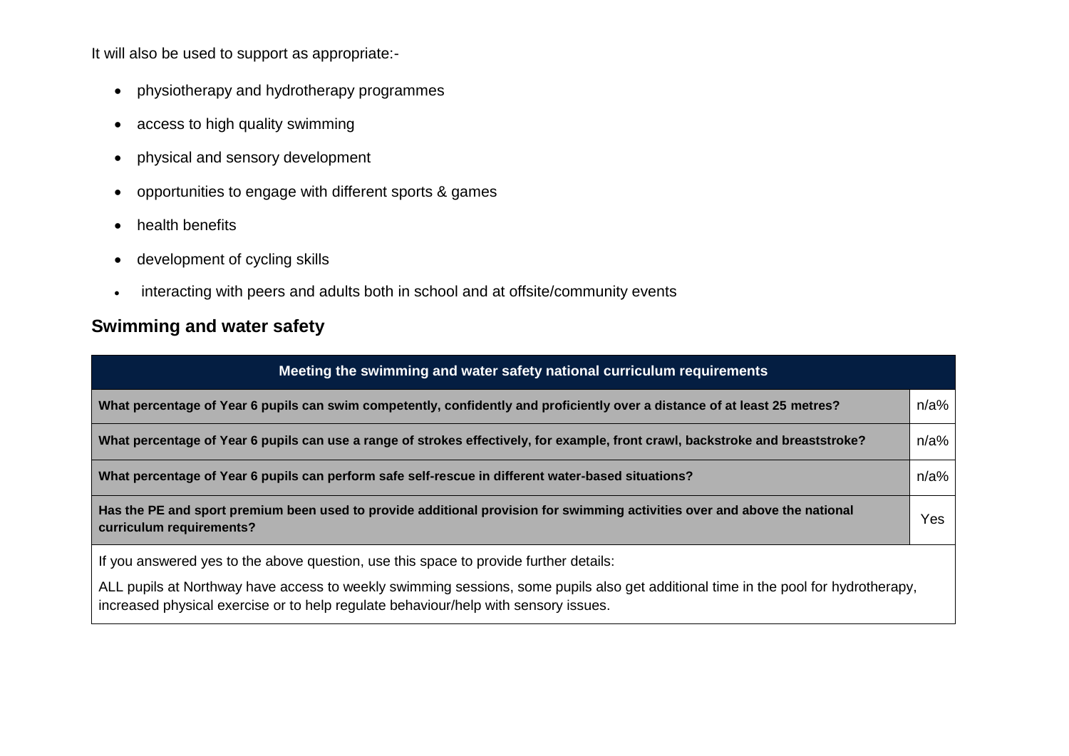It will also be used to support as appropriate:-

- physiotherapy and hydrotherapy programmes
- access to high quality swimming
- physical and sensory development
- opportunities to engage with different sports & games
- health benefits
- development of cycling skills
- interacting with peers and adults both in school and at offsite/community events

## Swimming and water safety

| Meeting the swimming and water safety national curriculum requirements | |
|---|---|
| **What percentage of Year 6 pupils can swim competently, confidently and proficiently over a distance of at least 25 metres?** | n/a% |
| **What percentage of Year 6 pupils can use a range of strokes effectively, for example, front crawl, backstroke and breaststroke?** | n/a% |
| **What percentage of Year 6 pupils can perform safe self-rescue in different water-based situations?** | n/a% |
| **Has the PE and sport premium been used to provide additional provision for swimming activities over and above the national curriculum requirements?** | Yes |
| If you answered yes to the above question, use this space to provide further details:<br><br>ALL pupils at Northway have access to weekly swimming sessions, some pupils also get additional time in the pool for hydrotherapy, increased physical exercise or to help regulate behaviour/help with sensory issues. | |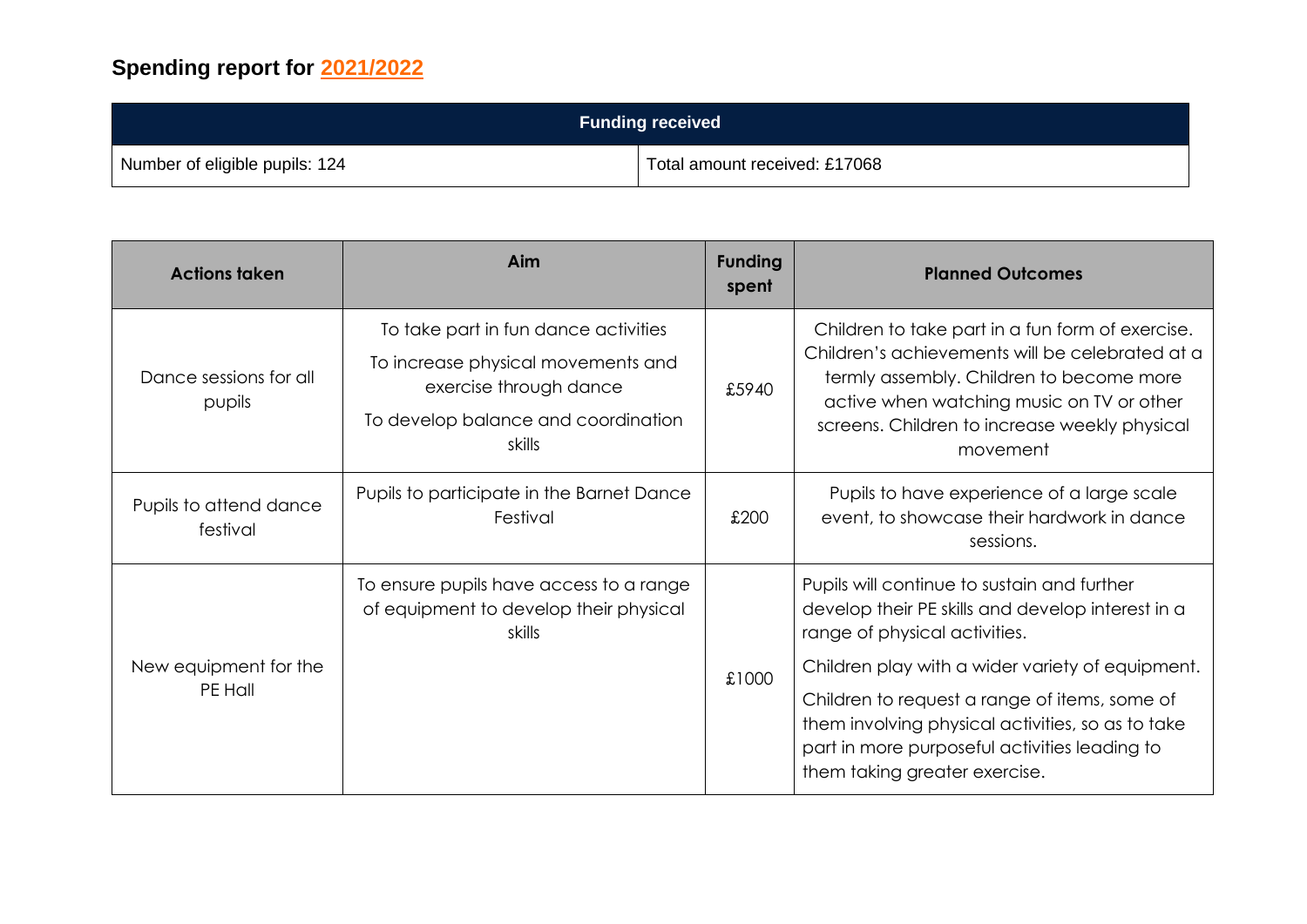## Spending report for 2021/2022

| Funding received | |
|---|---|
| Number of eligible pupils: 124 | Total amount received: £17068 |

| Actions taken | Aim | Funding spent | Planned Outcomes |
|---|---|---|---|
| Dance sessions for all pupils | To take part in fun dance activities<br>To increase physical movements and exercise through dance<br>To develop balance and coordination skills | £5940 | Children to take part in a fun form of exercise. Children's achievements will be celebrated at a termly assembly. Children to become more active when watching music on TV or other screens. Children to increase weekly physical movement |
| Pupils to attend dance festival | Pupils to participate in the Barnet Dance Festival | £200 | Pupils to have experience of a large scale event, to showcase their hardwork in dance sessions. |
| New equipment for the PE Hall | To ensure pupils have access to a range of equipment to develop their physical skills | £1000 | Pupils will continue to sustain and further develop their PE skills and develop interest in a range of physical activities.<br>Children play with a wider variety of equipment.<br>Children to request a range of items, some of them involving physical activities, so as to take part in more purposeful activities leading to them taking greater exercise. |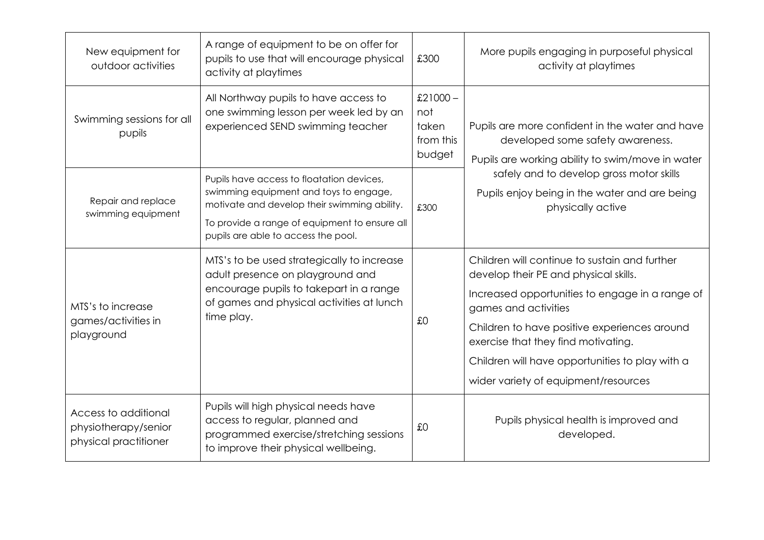| | | | |
|---|---|---|---|
| New equipment for outdoor activities | A range of equipment to be on offer for pupils to use that will encourage physical activity at playtimes | £300 | More pupils engaging in purposeful physical activity at playtimes |
| Swimming sessions for all pupils | All Northway pupils to have access to one swimming lesson per week led by an experienced SEND swimming teacher | £21000 – not taken from this budget | Pupils are more confident in the water and have developed some safety awareness.<br>Pupils are working ability to swim/move in water safely and to develop gross motor skills<br>Pupils enjoy being in the water and are being physically active |
| Repair and replace swimming equipment | Pupils have access to floatation devices, swimming equipment and toys to engage, motivate and develop their swimming ability.<br>To provide a range of equipment to ensure all pupils are able to access the pool. | £300 | |
| MTS's to increase games/activities in playground | MTS's to be used strategically to increase adult presence on playground and encourage pupils to takepart in a range of games and physical activities at lunch time play. | £0 | Children will continue to sustain and further develop their PE and physical skills.<br>Increased opportunities to engage in a range of games and activities<br>Children to have positive experiences around exercise that they find motivating.<br>Children will have opportunities to play with a wider variety of equipment/resources |
| Access to additional physiotherapy/senior physical practitioner | Pupils will high physical needs have access to regular, planned and programmed exercise/stretching sessions to improve their physical wellbeing. | £0 | Pupils physical health is improved and developed. |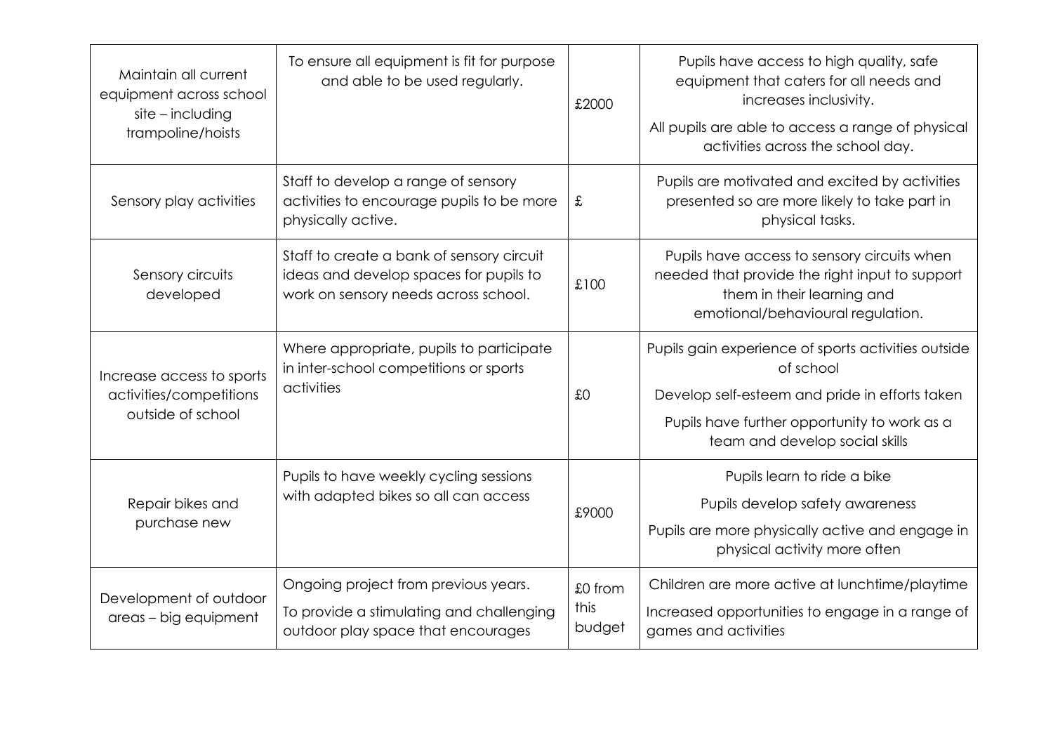| | | | |
|---|---|---|---|
| Maintain all current equipment across school site – including trampoline/hoists | To ensure all equipment is fit for purpose and able to be used regularly. | £2000 | Pupils have access to high quality, safe equipment that caters for all needs and increases inclusivity.<br><br>All pupils are able to access a range of physical activities across the school day. |
| Sensory play activities | Staff to develop a range of sensory activities to encourage pupils to be more physically active. | £ | Pupils are motivated and excited by activities presented so are more likely to take part in physical tasks. |
| Sensory circuits developed | Staff to create a bank of sensory circuit ideas and develop spaces for pupils to work on sensory needs across school. | £100 | Pupils have access to sensory circuits when needed that provide the right input to support them in their learning and emotional/behavioural regulation. |
| Increase access to sports activities/competitions outside of school | Where appropriate, pupils to participate in inter-school competitions or sports activities | £0 | Pupils gain experience of sports activities outside of school<br><br>Develop self-esteem and pride in efforts taken<br><br>Pupils have further opportunity to work as a team and develop social skills |
| Repair bikes and purchase new | Pupils to have weekly cycling sessions with adapted bikes so all can access | £9000 | Pupils learn to ride a bike<br><br>Pupils develop safety awareness<br><br>Pupils are more physically active and engage in physical activity more often |
| Development of outdoor areas – big equipment | Ongoing project from previous years.<br><br>To provide a stimulating and challenging outdoor play space that encourages | £0 from this budget | Children are more active at lunchtime/playtime<br><br>Increased opportunities to engage in a range of games and activities |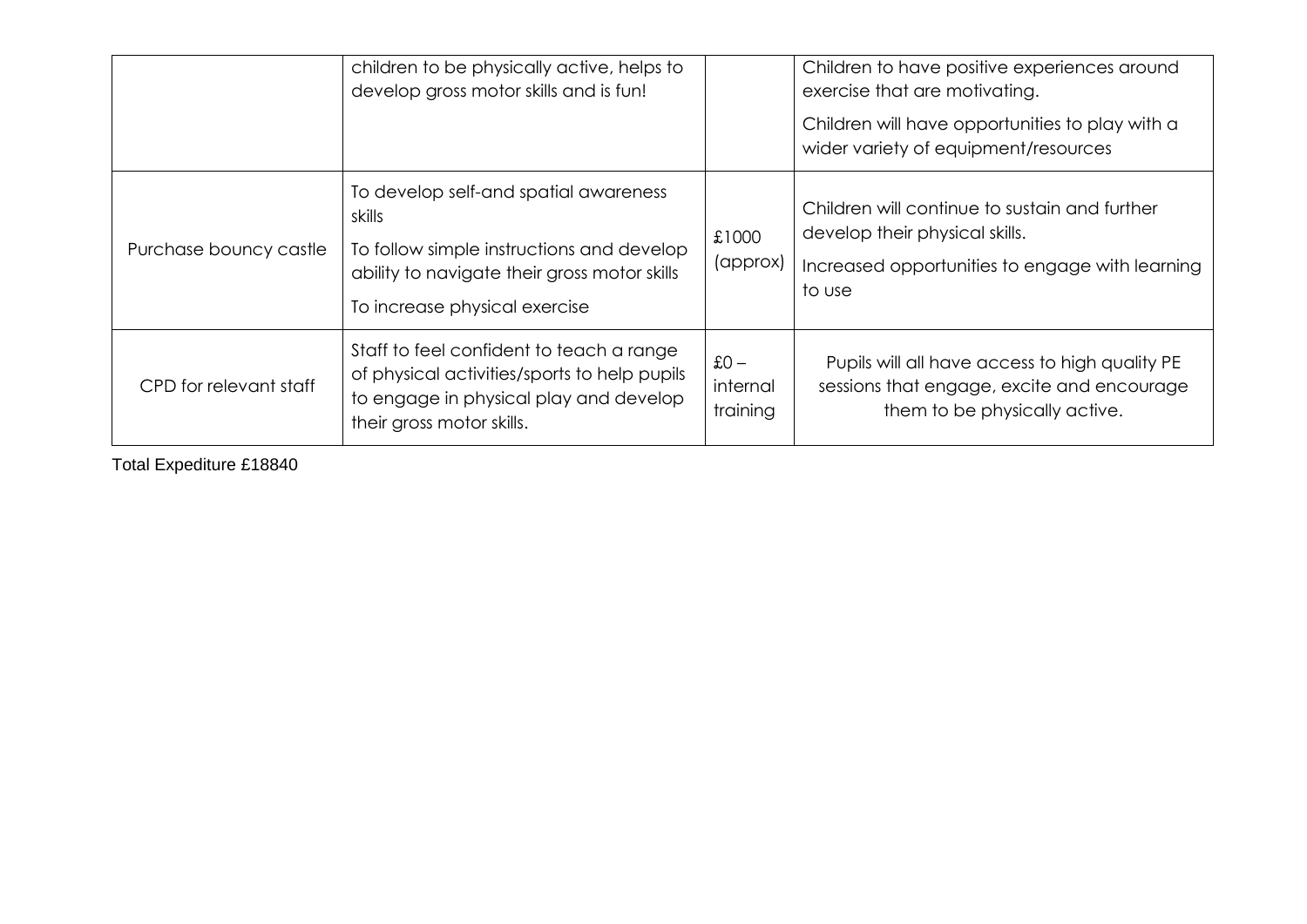| | | | |
|---|---|---|---|
| | children to be physically active, helps to develop gross motor skills and is fun! | | Children to have positive experiences around exercise that are motivating.<br><br>Children will have opportunities to play with a wider variety of equipment/resources |
| Purchase bouncy castle | To develop self-and spatial awareness skills<br><br>To follow simple instructions and develop ability to navigate their gross motor skills<br><br>To increase physical exercise | £1000 (approx) | Children will continue to sustain and further develop their physical skills.<br><br>Increased opportunities to engage with learning to use |
| CPD for relevant staff | Staff to feel confident to teach a range of physical activities/sports to help pupils to engage in physical play and develop their gross motor skills. | £0 – internal training | Pupils will all have access to high quality PE sessions that engage, excite and encourage them to be physically active. |

Total Expediture £18840